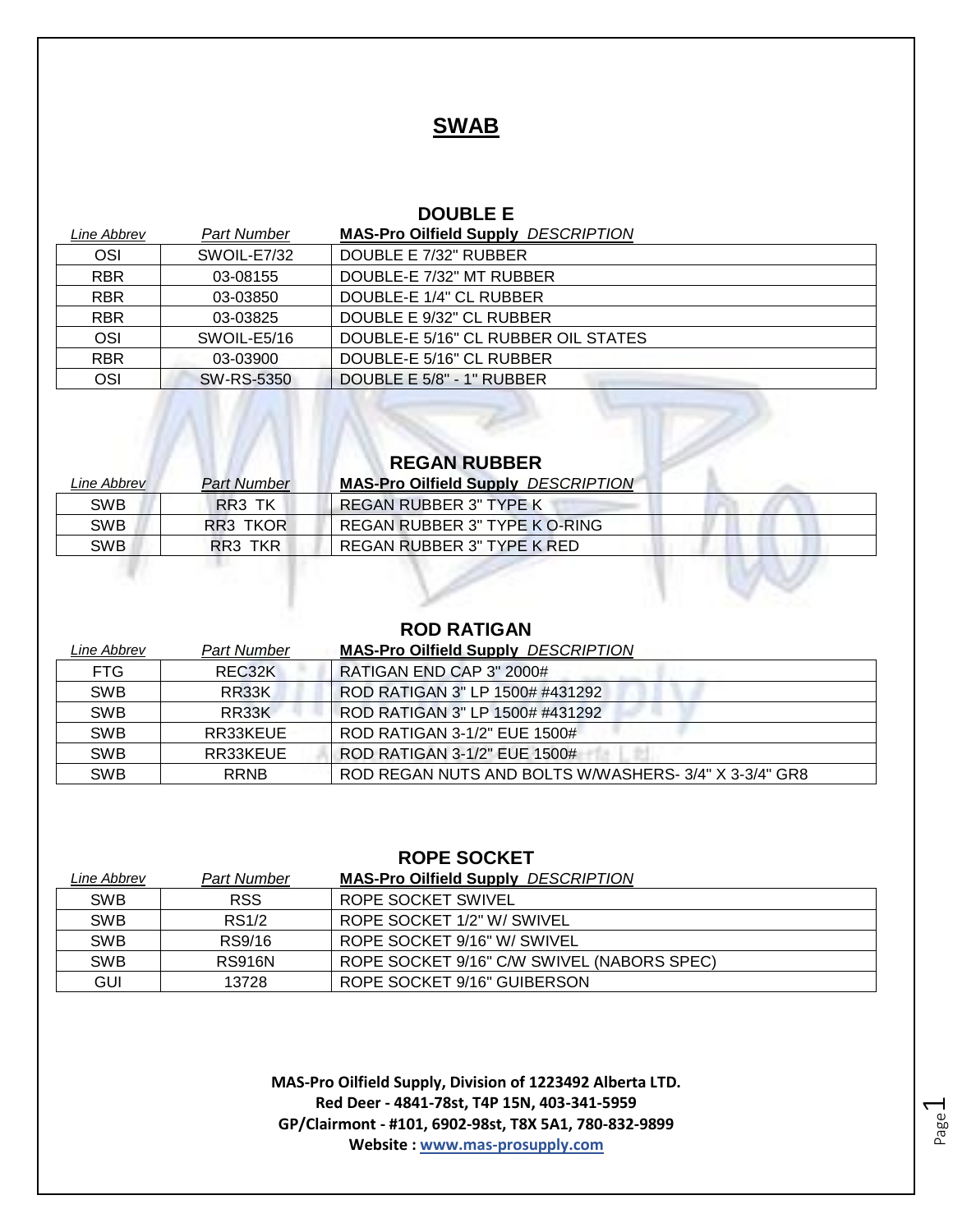# SWAB

## DOUBLE E

| Line Abbrev | Part Number | **MAS-Pro Oilfield Supply** *DESCRIPTION* |
|---|---|---|
| OSI | SWOIL-E7/32 | DOUBLE E 7/32" RUBBER |
| RBR | 03-08155 | DOUBLE-E 7/32" MT RUBBER |
| RBR | 03-03850 | DOUBLE-E 1/4" CL RUBBER |
| RBR | 03-03825 | DOUBLE E 9/32" CL RUBBER |
| OSI | SWOIL-E5/16 | DOUBLE-E 5/16" CL RUBBER OIL STATES |
| RBR | 03-03900 | DOUBLE-E 5/16" CL RUBBER |
| OSI | SW-RS-5350 | DOUBLE E 5/8" - 1" RUBBER |

## REGAN RUBBER

| Line Abbrev | Part Number | **MAS-Pro Oilfield Supply** *DESCRIPTION* |
|---|---|---|
| SWB | RR3 TK | REGAN RUBBER 3" TYPE K |
| SWB | RR3 TKOR | REGAN RUBBER 3" TYPE K O-RING |
| SWB | RR3 TKR | REGAN RUBBER 3" TYPE K RED |

## ROD RATIGAN

| Line Abbrev | Part Number | **MAS-Pro Oilfield Supply** *DESCRIPTION* |
|---|---|---|
| FTG | REC32K | RATIGAN END CAP 3" 2000# |
| SWB | RR33K | ROD RATIGAN 3" LP 1500# #431292 |
| SWB | RR33K | ROD RATIGAN 3" LP 1500# #431292 |
| SWB | RR33KEUE | ROD RATIGAN 3-1/2" EUE 1500# |
| SWB | RR33KEUE | ROD RATIGAN 3-1/2" EUE 1500# |
| SWB | RRNB | ROD REGAN NUTS AND BOLTS W/WASHERS- 3/4" X 3-3/4" GR8 |

## ROPE SOCKET

| Line Abbrev | Part Number | **MAS-Pro Oilfield Supply** *DESCRIPTION* |
|---|---|---|
| SWB | RSS | ROPE SOCKET SWIVEL |
| SWB | RS1/2 | ROPE SOCKET 1/2" W/ SWIVEL |
| SWB | RS9/16 | ROPE SOCKET 9/16" W/ SWIVEL |
| SWB | RS916N | ROPE SOCKET 9/16" C/W SWIVEL (NABORS SPEC) |
| GUI | 13728 | ROPE SOCKET 9/16" GUIBERSON |

**MAS-Pro Oilfield Supply, Division of 1223492 Alberta LTD.**
**Red Deer - 4841-78st, T4P 15N, 403-341-5959**
**GP/Clairmont - #101, 6902-98st, T8X 5A1, 780-832-9899**
**Website : www.mas-prosupply.com**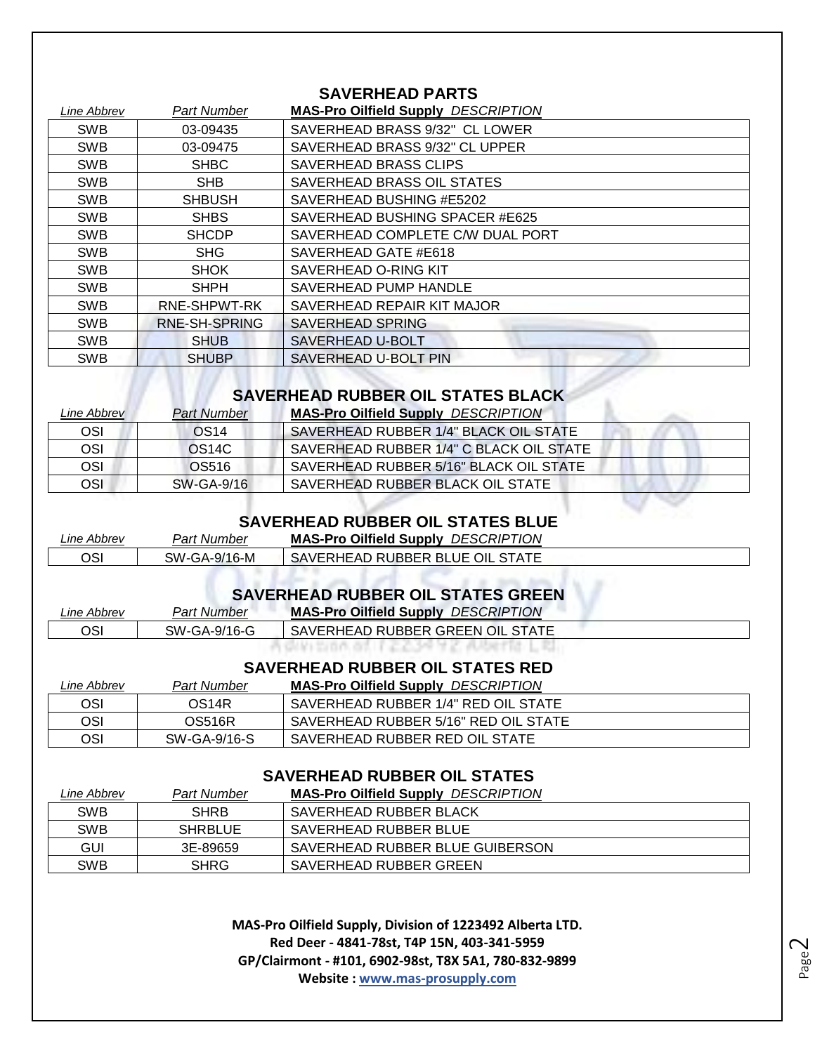## SAVERHEAD PARTS

| Line Abbrev | Part Number | MAS-Pro Oilfield Supply DESCRIPTION |
|---|---|---|
| SWB | 03-09435 | SAVERHEAD BRASS 9/32" CL LOWER |
| SWB | 03-09475 | SAVERHEAD BRASS 9/32" CL UPPER |
| SWB | SHBC | SAVERHEAD BRASS CLIPS |
| SWB | SHB | SAVERHEAD BRASS OIL STATES |
| SWB | SHBUSH | SAVERHEAD BUSHING #E5202 |
| SWB | SHBS | SAVERHEAD BUSHING SPACER #E625 |
| SWB | SHCDP | SAVERHEAD COMPLETE C/W DUAL PORT |
| SWB | SHG | SAVERHEAD GATE #E618 |
| SWB | SHOK | SAVERHEAD O-RING KIT |
| SWB | SHPH | SAVERHEAD PUMP HANDLE |
| SWB | RNE-SHPWT-RK | SAVERHEAD REPAIR KIT MAJOR |
| SWB | RNE-SH-SPRING | SAVERHEAD SPRING |
| SWB | SHUB | SAVERHEAD U-BOLT |
| SWB | SHUBP | SAVERHEAD U-BOLT PIN |

## SAVERHEAD RUBBER OIL STATES BLACK

| Line Abbrev | Part Number | MAS-Pro Oilfield Supply DESCRIPTION |
|---|---|---|
| OSI | OS14 | SAVERHEAD RUBBER 1/4" BLACK OIL STATE |
| OSI | OS14C | SAVERHEAD RUBBER 1/4" C BLACK OIL STATE |
| OSI | OS516 | SAVERHEAD RUBBER 5/16" BLACK OIL STATE |
| OSI | SW-GA-9/16 | SAVERHEAD RUBBER BLACK OIL STATE |

## SAVERHEAD RUBBER OIL STATES BLUE

| Line Abbrev | Part Number | MAS-Pro Oilfield Supply DESCRIPTION |
|---|---|---|
| OSI | SW-GA-9/16-M | SAVERHEAD RUBBER BLUE OIL STATE |

## SAVERHEAD RUBBER OIL STATES GREEN

| Line Abbrev | Part Number | MAS-Pro Oilfield Supply DESCRIPTION |
|---|---|---|
| OSI | SW-GA-9/16-G | SAVERHEAD RUBBER GREEN OIL STATE |

## SAVERHEAD RUBBER OIL STATES RED

| Line Abbrev | Part Number | MAS-Pro Oilfield Supply DESCRIPTION |
|---|---|---|
| OSI | OS14R | SAVERHEAD RUBBER 1/4" RED OIL STATE |
| OSI | OS516R | SAVERHEAD RUBBER 5/16" RED OIL STATE |
| OSI | SW-GA-9/16-S | SAVERHEAD RUBBER RED OIL STATE |

## SAVERHEAD RUBBER OIL STATES

| Line Abbrev | Part Number | MAS-Pro Oilfield Supply DESCRIPTION |
|---|---|---|
| SWB | SHRB | SAVERHEAD RUBBER BLACK |
| SWB | SHRBLUE | SAVERHEAD RUBBER BLUE |
| GUI | 3E-89659 | SAVERHEAD RUBBER BLUE GUIBERSON |
| SWB | SHRG | SAVERHEAD RUBBER GREEN |

**MAS-Pro Oilfield Supply, Division of 1223492 Alberta LTD.**
**Red Deer - 4841-78st, T4P 15N, 403-341-5959**
**GP/Clairmont - #101, 6902-98st, T8X 5A1, 780-832-9899**
**Website : www.mas-prosupply.com**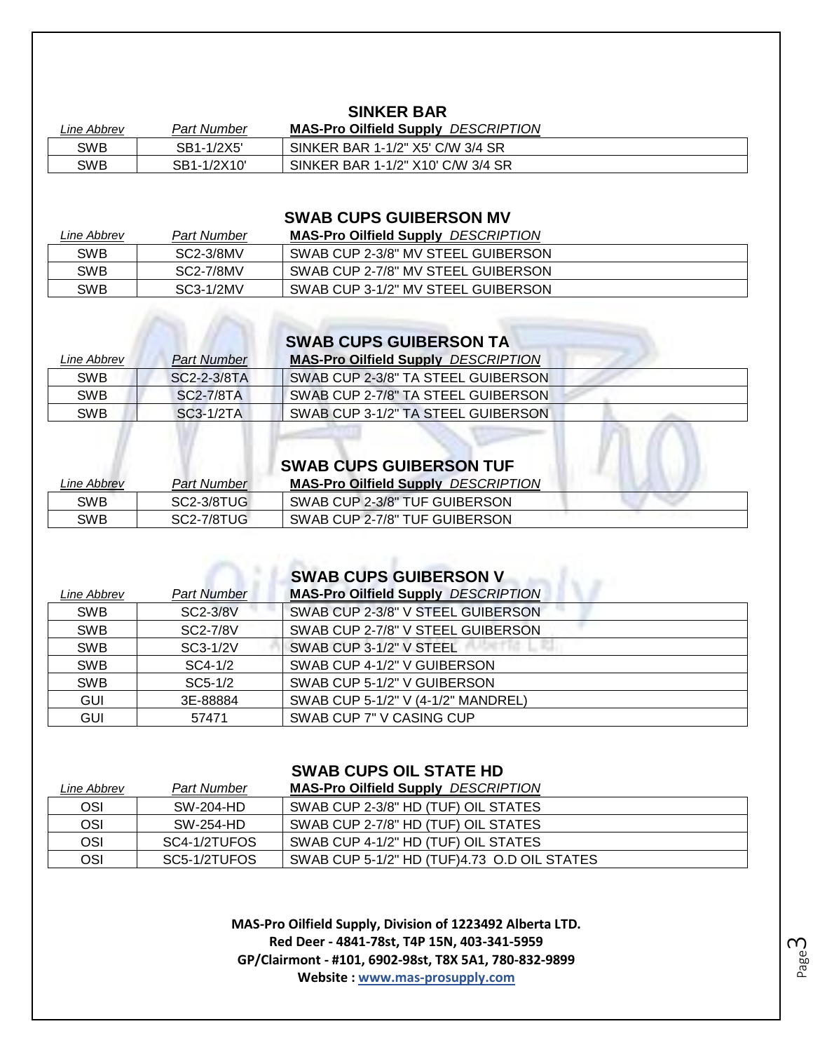## SINKER BAR

| *Line Abbrev* | *Part Number* | **MAS-Pro Oilfield Supply** *DESCRIPTION* |
|---|---|---|
| SWB | SB1-1/2X5' | SINKER BAR 1-1/2" X5' C/W 3/4 SR |
| SWB | SB1-1/2X10' | SINKER BAR 1-1/2" X10' C/W 3/4 SR |

## SWAB CUPS GUIBERSON MV

| *Line Abbrev* | *Part Number* | **MAS-Pro Oilfield Supply** *DESCRIPTION* |
|---|---|---|
| SWB | SC2-3/8MV | SWAB CUP 2-3/8" MV STEEL GUIBERSON |
| SWB | SC2-7/8MV | SWAB CUP 2-7/8" MV STEEL GUIBERSON |
| SWB | SC3-1/2MV | SWAB CUP 3-1/2" MV STEEL GUIBERSON |

## SWAB CUPS GUIBERSON TA

| *Line Abbrev* | *Part Number* | **MAS-Pro Oilfield Supply** *DESCRIPTION* |
|---|---|---|
| SWB | SC2-2-3/8TA | SWAB CUP 2-3/8" TA STEEL GUIBERSON |
| SWB | SC2-7/8TA | SWAB CUP 2-7/8" TA STEEL GUIBERSON |
| SWB | SC3-1/2TA | SWAB CUP 3-1/2" TA STEEL GUIBERSON |

## SWAB CUPS GUIBERSON TUF

| *Line Abbrev* | *Part Number* | **MAS-Pro Oilfield Supply** *DESCRIPTION* |
|---|---|---|
| SWB | SC2-3/8TUG | SWAB CUP 2-3/8" TUF GUIBERSON |
| SWB | SC2-7/8TUG | SWAB CUP 2-7/8" TUF GUIBERSON |

## SWAB CUPS GUIBERSON V

| *Line Abbrev* | *Part Number* | **MAS-Pro Oilfield Supply** *DESCRIPTION* |
|---|---|---|
| SWB | SC2-3/8V | SWAB CUP 2-3/8" V STEEL GUIBERSON |
| SWB | SC2-7/8V | SWAB CUP 2-7/8" V STEEL GUIBERSON |
| SWB | SC3-1/2V | SWAB CUP 3-1/2" V STEEL |
| SWB | SC4-1/2 | SWAB CUP 4-1/2" V GUIBERSON |
| SWB | SC5-1/2 | SWAB CUP 5-1/2" V GUIBERSON |
| GUI | 3E-88884 | SWAB CUP 5-1/2" V (4-1/2" MANDREL) |
| GUI | 57471 | SWAB CUP 7" V CASING CUP |

## SWAB CUPS OIL STATE HD

| *Line Abbrev* | *Part Number* | **MAS-Pro Oilfield Supply** *DESCRIPTION* |
|---|---|---|
| OSI | SW-204-HD | SWAB CUP 2-3/8" HD (TUF) OIL STATES |
| OSI | SW-254-HD | SWAB CUP 2-7/8" HD (TUF) OIL STATES |
| OSI | SC4-1/2TUFOS | SWAB CUP 4-1/2" HD (TUF) OIL STATES |
| OSI | SC5-1/2TUFOS | SWAB CUP 5-1/2" HD (TUF)4.73 O.D OIL STATES |

**MAS-Pro Oilfield Supply, Division of 1223492 Alberta LTD.**
**Red Deer - 4841-78st, T4P 15N, 403-341-5959**
**GP/Clairmont - #101, 6902-98st, T8X 5A1, 780-832-9899**
**Website : www.mas-prosupply.com**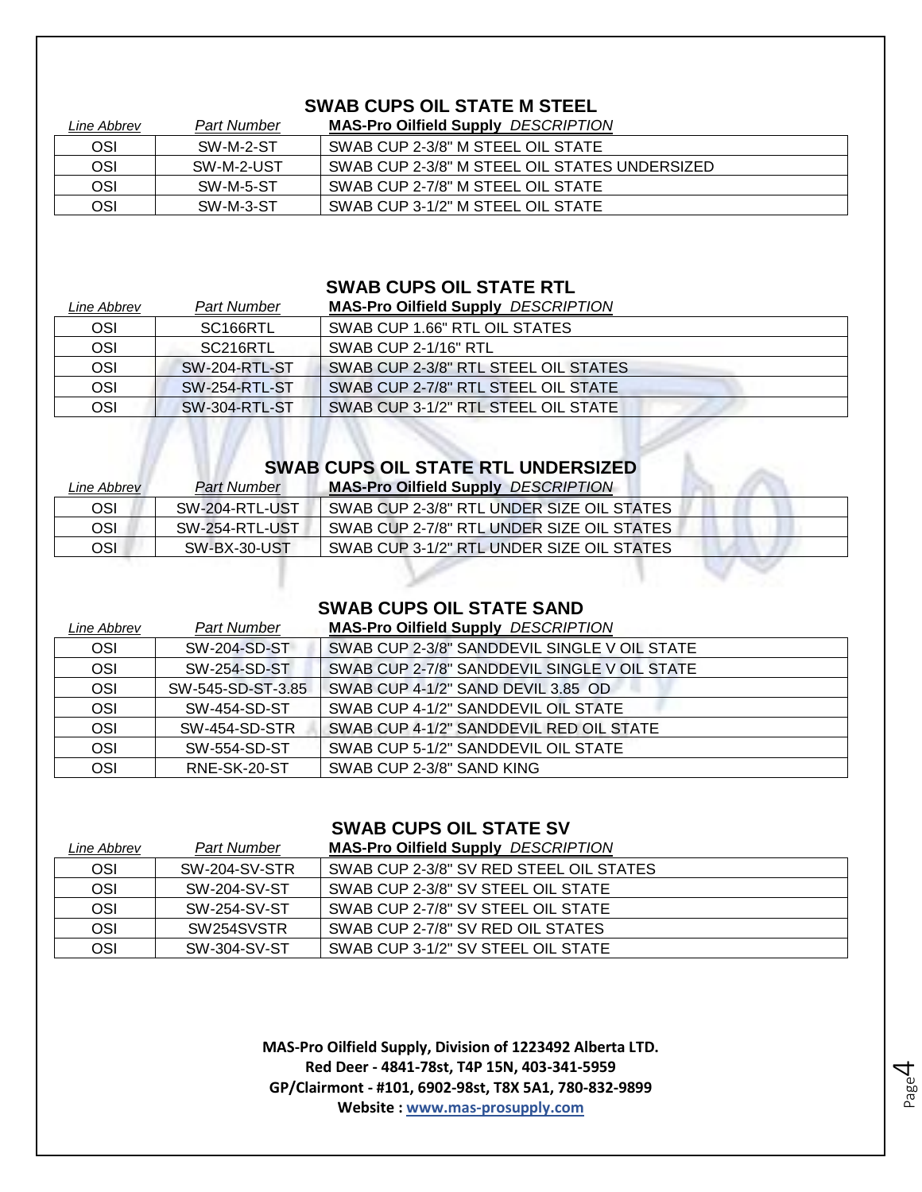## SWAB CUPS OIL STATE M STEEL

| *Line Abbrev* | *Part Number* | **MAS-Pro Oilfield Supply** *DESCRIPTION* |
|---|---|---|
| OSI | SW-M-2-ST | SWAB CUP 2-3/8" M STEEL OIL STATE |
| OSI | SW-M-2-UST | SWAB CUP 2-3/8" M STEEL OIL STATES UNDERSIZED |
| OSI | SW-M-5-ST | SWAB CUP 2-7/8" M STEEL OIL STATE |
| OSI | SW-M-3-ST | SWAB CUP 3-1/2" M STEEL OIL STATE |

## SWAB CUPS OIL STATE RTL

| *Line Abbrev* | *Part Number* | **MAS-Pro Oilfield Supply** *DESCRIPTION* |
|---|---|---|
| OSI | SC166RTL | SWAB CUP 1.66" RTL OIL STATES |
| OSI | SC216RTL | SWAB CUP 2-1/16" RTL |
| OSI | SW-204-RTL-ST | SWAB CUP 2-3/8" RTL STEEL OIL STATES |
| OSI | SW-254-RTL-ST | SWAB CUP 2-7/8" RTL STEEL OIL STATE |
| OSI | SW-304-RTL-ST | SWAB CUP 3-1/2" RTL STEEL OIL STATE |

## SWAB CUPS OIL STATE RTL UNDERSIZED

| *Line Abbrev* | *Part Number* | **MAS-Pro Oilfield Supply** *DESCRIPTION* |
|---|---|---|
| OSI | SW-204-RTL-UST | SWAB CUP 2-3/8" RTL UNDER SIZE OIL STATES |
| OSI | SW-254-RTL-UST | SWAB CUP 2-7/8" RTL UNDER SIZE OIL STATES |
| OSI | SW-BX-30-UST | SWAB CUP 3-1/2" RTL UNDER SIZE OIL STATES |

## SWAB CUPS OIL STATE SAND

| *Line Abbrev* | *Part Number* | **MAS-Pro Oilfield Supply** *DESCRIPTION* |
|---|---|---|
| OSI | SW-204-SD-ST | SWAB CUP 2-3/8" SANDDEVIL SINGLE V OIL STATE |
| OSI | SW-254-SD-ST | SWAB CUP 2-7/8" SANDDEVIL SINGLE V OIL STATE |
| OSI | SW-545-SD-ST-3.85 | SWAB CUP 4-1/2" SAND DEVIL 3.85 OD |
| OSI | SW-454-SD-ST | SWAB CUP 4-1/2" SANDDEVIL OIL STATE |
| OSI | SW-454-SD-STR | SWAB CUP 4-1/2" SANDDEVIL RED OIL STATE |
| OSI | SW-554-SD-ST | SWAB CUP 5-1/2" SANDDEVIL OIL STATE |
| OSI | RNE-SK-20-ST | SWAB CUP 2-3/8" SAND KING |

## SWAB CUPS OIL STATE SV

| *Line Abbrev* | *Part Number* | **MAS-Pro Oilfield Supply** *DESCRIPTION* |
|---|---|---|
| OSI | SW-204-SV-STR | SWAB CUP 2-3/8" SV RED STEEL OIL STATES |
| OSI | SW-204-SV-ST | SWAB CUP 2-3/8" SV STEEL OIL STATE |
| OSI | SW-254-SV-ST | SWAB CUP 2-7/8" SV STEEL OIL STATE |
| OSI | SW254SVSTR | SWAB CUP 2-7/8" SV RED OIL STATES |
| OSI | SW-304-SV-ST | SWAB CUP 3-1/2" SV STEEL OIL STATE |

**MAS-Pro Oilfield Supply, Division of 1223492 Alberta LTD.**
**Red Deer - 4841-78st, T4P 15N, 403-341-5959**
**GP/Clairmont - #101, 6902-98st, T8X 5A1, 780-832-9899**
**Website : www.mas-prosupply.com**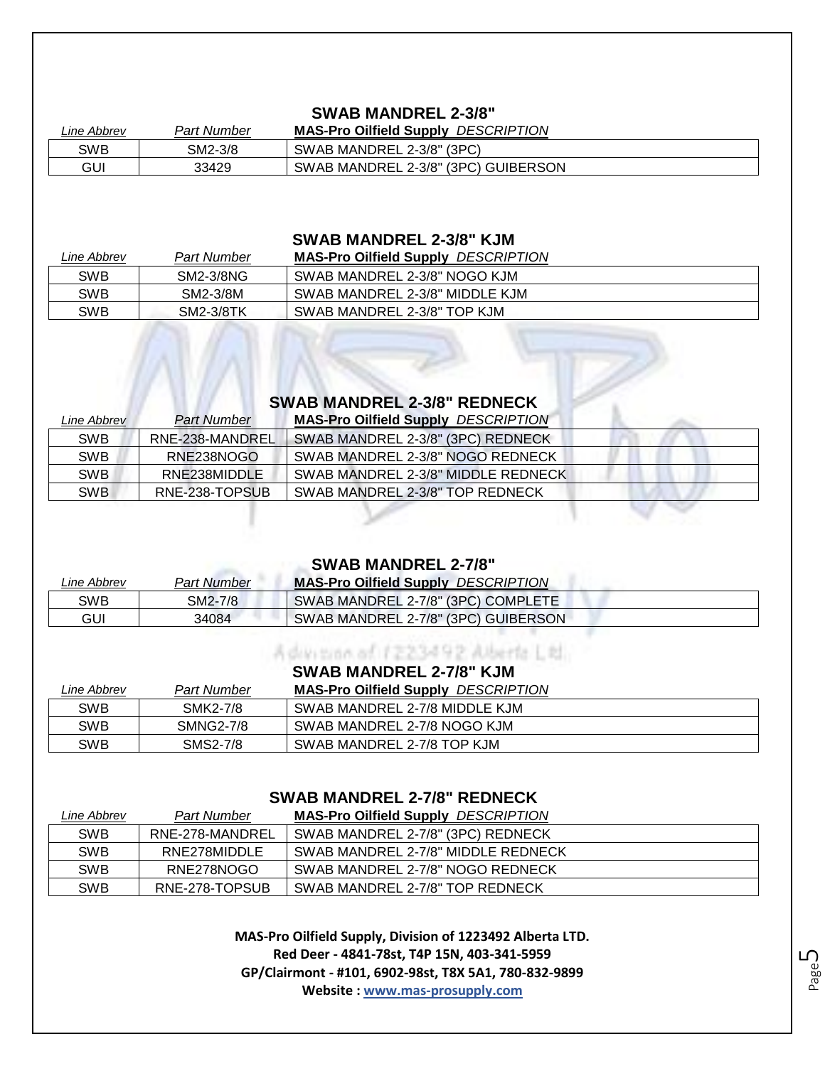## SWAB MANDREL 2-3/8"

| *Line Abbrev* | *Part Number* | **MAS-Pro Oilfield Supply** *DESCRIPTION* |
|---|---|---|
| SWB | SM2-3/8 | SWAB MANDREL 2-3/8" (3PC) |
| GUI | 33429 | SWAB MANDREL 2-3/8" (3PC) GUIBERSON |

## SWAB MANDREL 2-3/8" KJM

| *Line Abbrev* | *Part Number* | **MAS-Pro Oilfield Supply** *DESCRIPTION* |
|---|---|---|
| SWB | SM2-3/8NG | SWAB MANDREL 2-3/8" NOGO KJM |
| SWB | SM2-3/8M | SWAB MANDREL 2-3/8" MIDDLE KJM |
| SWB | SM2-3/8TK | SWAB MANDREL 2-3/8" TOP KJM |

## SWAB MANDREL 2-3/8" REDNECK

| *Line Abbrev* | *Part Number* | **MAS-Pro Oilfield Supply** *DESCRIPTION* |
|---|---|---|
| SWB | RNE-238-MANDREL | SWAB MANDREL 2-3/8" (3PC) REDNECK |
| SWB | RNE238NOGO | SWAB MANDREL 2-3/8" NOGO REDNECK |
| SWB | RNE238MIDDLE | SWAB MANDREL 2-3/8" MIDDLE REDNECK |
| SWB | RNE-238-TOPSUB | SWAB MANDREL 2-3/8" TOP REDNECK |

## SWAB MANDREL 2-7/8"

| *Line Abbrev* | *Part Number* | **MAS-Pro Oilfield Supply** *DESCRIPTION* |
|---|---|---|
| SWB | SM2-7/8 | SWAB MANDREL 2-7/8" (3PC) COMPLETE |
| GUI | 34084 | SWAB MANDREL 2-7/8" (3PC) GUIBERSON |

## SWAB MANDREL 2-7/8" KJM

| *Line Abbrev* | *Part Number* | **MAS-Pro Oilfield Supply** *DESCRIPTION* |
|---|---|---|
| SWB | SMK2-7/8 | SWAB MANDREL 2-7/8 MIDDLE KJM |
| SWB | SMNG2-7/8 | SWAB MANDREL 2-7/8 NOGO KJM |
| SWB | SMS2-7/8 | SWAB MANDREL 2-7/8 TOP KJM |

## SWAB MANDREL 2-7/8" REDNECK

| *Line Abbrev* | *Part Number* | **MAS-Pro Oilfield Supply** *DESCRIPTION* |
|---|---|---|
| SWB | RNE-278-MANDREL | SWAB MANDREL 2-7/8" (3PC) REDNECK |
| SWB | RNE278MIDDLE | SWAB MANDREL 2-7/8" MIDDLE REDNECK |
| SWB | RNE278NOGO | SWAB MANDREL 2-7/8" NOGO REDNECK |
| SWB | RNE-278-TOPSUB | SWAB MANDREL 2-7/8" TOP REDNECK |

**MAS-Pro Oilfield Supply, Division of 1223492 Alberta LTD.**
**Red Deer - 4841-78st, T4P 15N, 403-341-5959**
**GP/Clairmont - #101, 6902-98st, T8X 5A1, 780-832-9899**
**Website : www.mas-prosupply.com**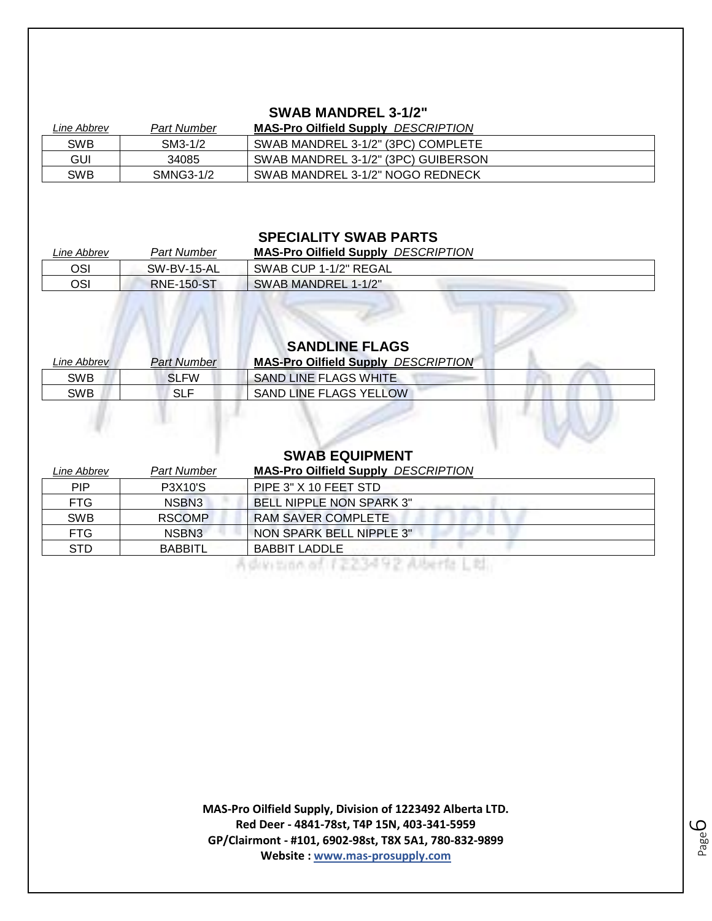## SWAB MANDREL 3-1/2"

| *Line Abbrev* | *Part Number* | **MAS-Pro Oilfield Supply** *DESCRIPTION* |
|---|---|---|
| SWB | SM3-1/2 | SWAB MANDREL 3-1/2" (3PC) COMPLETE |
| GUI | 34085 | SWAB MANDREL 3-1/2" (3PC) GUIBERSON |
| SWB | SMNG3-1/2 | SWAB MANDREL 3-1/2" NOGO REDNECK |

## SPECIALITY SWAB PARTS

| *Line Abbrev* | *Part Number* | **MAS-Pro Oilfield Supply** *DESCRIPTION* |
|---|---|---|
| OSI | SW-BV-15-AL | SWAB CUP 1-1/2" REGAL |
| OSI | RNE-150-ST | SWAB MANDREL 1-1/2" |

## SANDLINE FLAGS

| *Line Abbrev* | *Part Number* | **MAS-Pro Oilfield Supply** *DESCRIPTION* |
|---|---|---|
| SWB | SLFW | SAND LINE FLAGS WHITE |
| SWB | SLF | SAND LINE FLAGS YELLOW |

## SWAB EQUIPMENT

| *Line Abbrev* | *Part Number* | **MAS-Pro Oilfield Supply** *DESCRIPTION* |
|---|---|---|
| PIP | P3X10'S | PIPE 3" X 10 FEET STD |
| FTG | NSBN3 | BELL NIPPLE NON SPARK 3" |
| SWB | RSCOMP | RAM SAVER COMPLETE |
| FTG | NSBN3 | NON SPARK BELL NIPPLE 3" |
| STD | BABBITL | BABBIT LADDLE |

**MAS-Pro Oilfield Supply, Division of 1223492 Alberta LTD.**
**Red Deer - 4841-78st, T4P 15N, 403-341-5959**
**GP/Clairmont - #101, 6902-98st, T8X 5A1, 780-832-9899**
**Website : www.mas-prosupply.com**